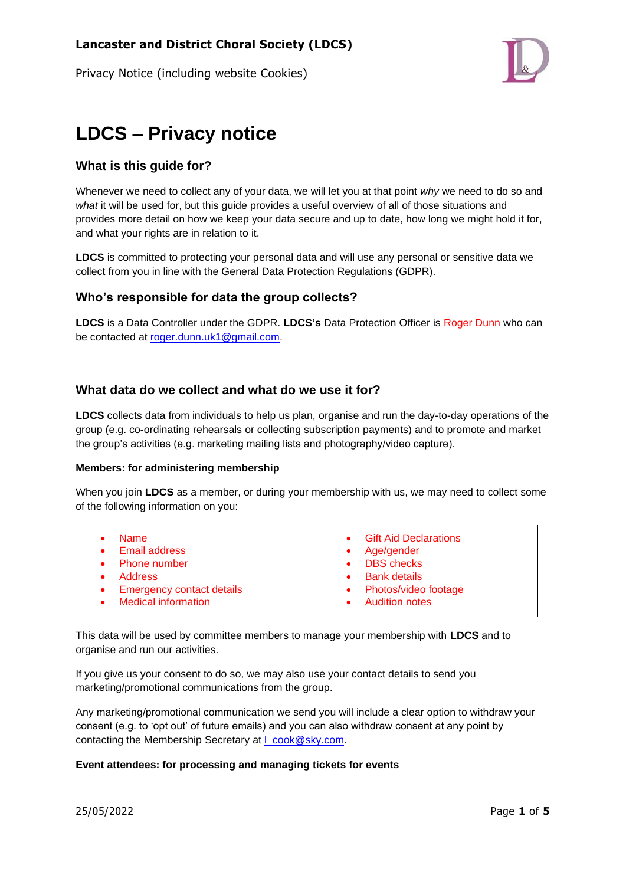# LDCS – Privacy notice

## What is this guide for?

Whenever we need to collect any of your data, we will let you at that point *why* we need to do so and *what* it will be used for, but this guide provides a useful overview of all of those situations and provides more detail on how we keep your data secure and up to date, how long we might hold it for, and what your rights are in relation to it.

**LDCS** is committed to protecting your personal data and will use any personal or sensitive data we collect from you in line with the General Data Protection Regulations (GDPR).

## Who's responsible for data the group collects?

**LDCS** is a Data Controller under the GDPR. **LDCS's** Data Protection Officer is Roger Dunn who can be contacted at roger.dunn.uk1@gmail.com.

## What data do we collect and what do we use it for?

**LDCS** collects data from individuals to help us plan, organise and run the day-to-day operations of the group (e.g. co-ordinating rehearsals or collecting subscription payments) and to promote and market the group's activities (e.g. marketing mailing lists and photography/video capture).

### Members: for administering membership

When you join **LDCS** as a member, or during your membership with us, we may need to collect some of the following information on you:

| | |
|---|---|
| • Name<br>• Email address<br>• Phone number<br>• Address<br>• Emergency contact details<br>• Medical information | • Gift Aid Declarations<br>• Age/gender<br>• DBS checks<br>• Bank details<br>• Photos/video footage<br>• Audition notes |

This data will be used by committee members to manage your membership with **LDCS** and to organise and run our activities.

If you give us your consent to do so, we may also use your contact details to send you marketing/promotional communications from the group.

Any marketing/promotional communication we send you will include a clear option to withdraw your consent (e.g. to 'opt out' of future emails) and you can also withdraw consent at any point by contacting the Membership Secretary at l_cook@sky.com.

### Event attendees: for processing and managing tickets for events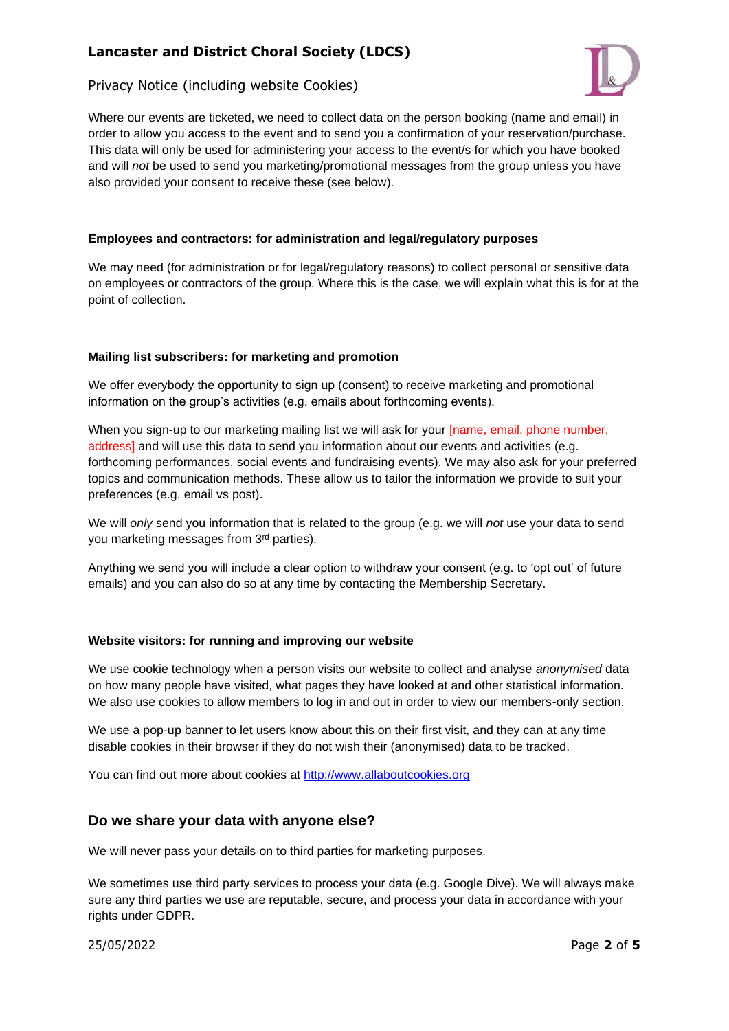Where our events are ticketed, we need to collect data on the person booking (name and email) in order to allow you access to the event and to send you a confirmation of your reservation/purchase. This data will only be used for administering your access to the event/s for which you have booked and will *not* be used to send you marketing/promotional messages from the group unless you have also provided your consent to receive these (see below).

#### Employees and contractors: for administration and legal/regulatory purposes

We may need (for administration or for legal/regulatory reasons) to collect personal or sensitive data on employees or contractors of the group. Where this is the case, we will explain what this is for at the point of collection.

#### Mailing list subscribers: for marketing and promotion

We offer everybody the opportunity to sign up (consent) to receive marketing and promotional information on the group's activities (e.g. emails about forthcoming events).

When you sign-up to our marketing mailing list we will ask for your [name, email, phone number, address] and will use this data to send you information about our events and activities (e.g. forthcoming performances, social events and fundraising events). We may also ask for your preferred topics and communication methods. These allow us to tailor the information we provide to suit your preferences (e.g. email vs post).

We will *only* send you information that is related to the group (e.g. we will *not* use your data to send you marketing messages from 3rd parties).

Anything we send you will include a clear option to withdraw your consent (e.g. to 'opt out' of future emails) and you can also do so at any time by contacting the Membership Secretary.

#### Website visitors: for running and improving our website

We use cookie technology when a person visits our website to collect and analyse *anonymised* data on how many people have visited, what pages they have looked at and other statistical information. We also use cookies to allow members to log in and out in order to view our members-only section.

We use a pop-up banner to let users know about this on their first visit, and they can at any time disable cookies in their browser if they do not wish their (anonymised) data to be tracked.

You can find out more about cookies at [http://www.allaboutcookies.org](http://www.allaboutcookies.org)

## Do we share your data with anyone else?

We will never pass your details on to third parties for marketing purposes.

We sometimes use third party services to process your data (e.g. Google Dive). We will always make sure any third parties we use are reputable, secure, and process your data in accordance with your rights under GDPR.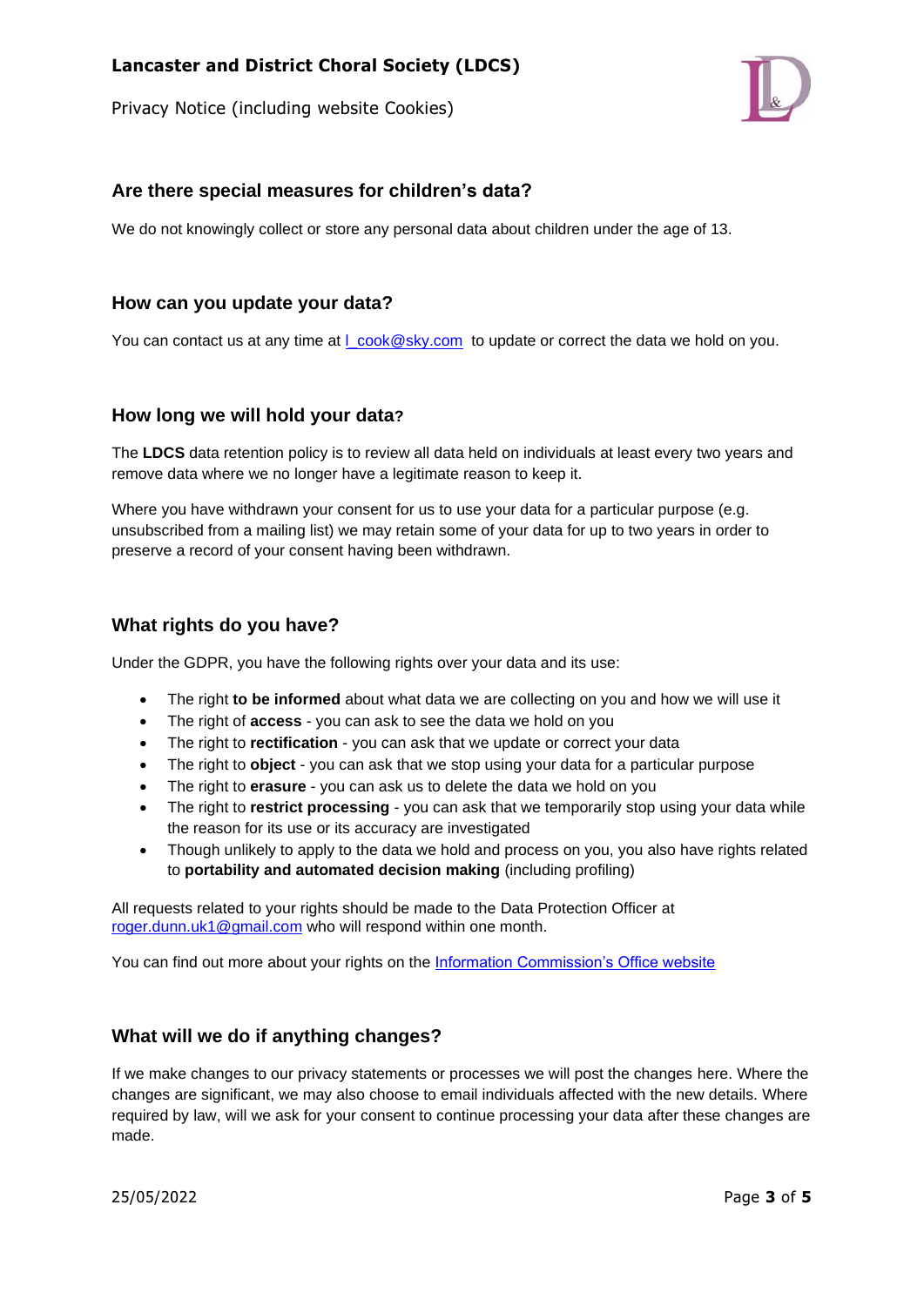## Are there special measures for children's data?

We do not knowingly collect or store any personal data about children under the age of 13.

## How can you update your data?

You can contact us at any time at l_cook@sky.com to update or correct the data we hold on you.

## How long we will hold your data?

The **LDCS** data retention policy is to review all data held on individuals at least every two years and remove data where we no longer have a legitimate reason to keep it.

Where you have withdrawn your consent for us to use your data for a particular purpose (e.g. unsubscribed from a mailing list) we may retain some of your data for up to two years in order to preserve a record of your consent having been withdrawn.

## What rights do you have?

Under the GDPR, you have the following rights over your data and its use:

- The right **to be informed** about what data we are collecting on you and how we will use it
- The right of **access** - you can ask to see the data we hold on you
- The right to **rectification** - you can ask that we update or correct your data
- The right to **object** - you can ask that we stop using your data for a particular purpose
- The right to **erasure** - you can ask us to delete the data we hold on you
- The right to **restrict processing** - you can ask that we temporarily stop using your data while the reason for its use or its accuracy are investigated
- Though unlikely to apply to the data we hold and process on you, you also have rights related to **portability and automated decision making** (including profiling)

All requests related to your rights should be made to the Data Protection Officer at roger.dunn.uk1@gmail.com who will respond within one month.

You can find out more about your rights on the Information Commissioner's Office website

## What will we do if anything changes?

If we make changes to our privacy statements or processes we will post the changes here. Where the changes are significant, we may also choose to email individuals affected with the new details. Where required by law, will we ask for your consent to continue processing your data after these changes are made.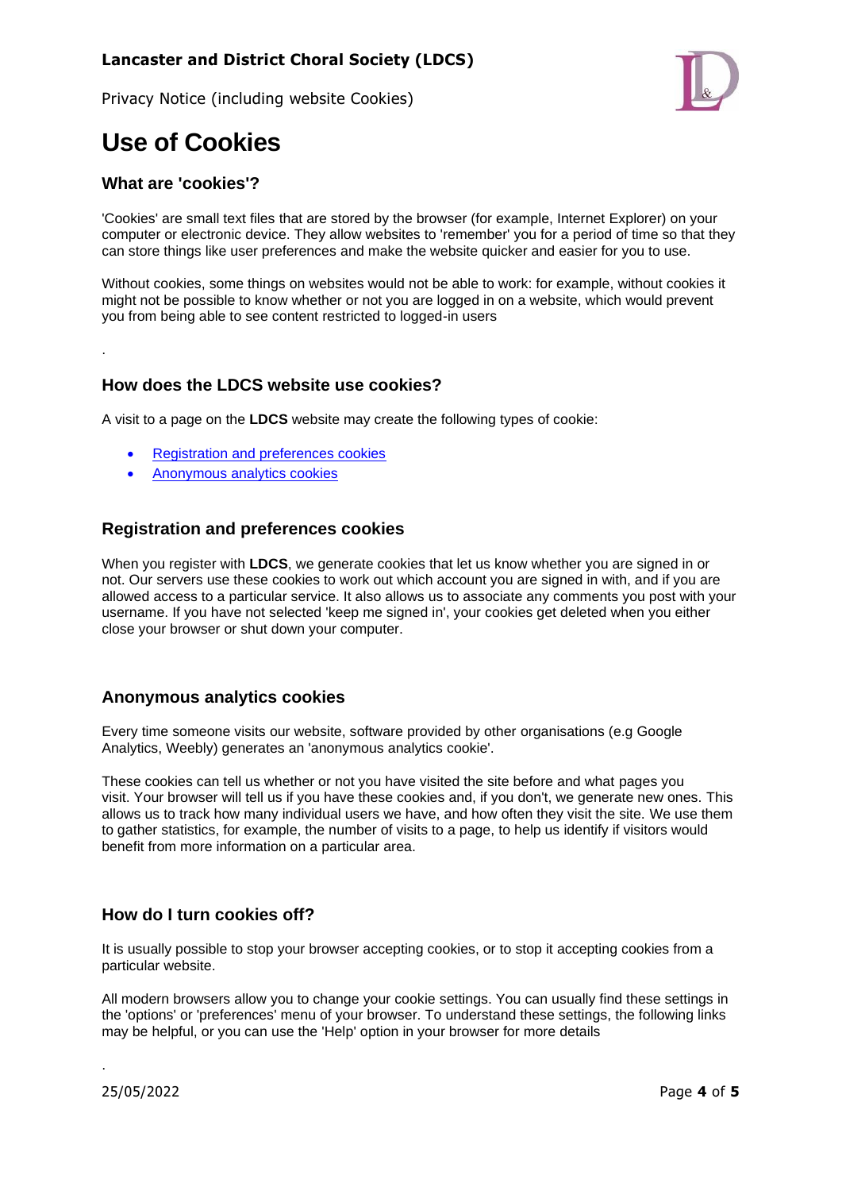# Use of Cookies

## What are 'cookies'?

'Cookies' are small text files that are stored by the browser (for example, Internet Explorer) on your computer or electronic device. They allow websites to 'remember' you for a period of time so that they can store things like user preferences and make the website quicker and easier for you to use.

Without cookies, some things on websites would not be able to work: for example, without cookies it might not be possible to know whether or not you are logged in on a website, which would prevent you from being able to see content restricted to logged-in users

.

## How does the LDCS website use cookies?

A visit to a page on the **LDCS** website may create the following types of cookie:

- Registration and preferences cookies
- Anonymous analytics cookies

## Registration and preferences cookies

When you register with **LDCS**, we generate cookies that let us know whether you are signed in or not. Our servers use these cookies to work out which account you are signed in with, and if you are allowed access to a particular service. It also allows us to associate any comments you post with your username. If you have not selected 'keep me signed in', your cookies get deleted when you either close your browser or shut down your computer.

## Anonymous analytics cookies

Every time someone visits our website, software provided by other organisations (e.g Google Analytics, Weebly) generates an 'anonymous analytics cookie'.

These cookies can tell us whether or not you have visited the site before and what pages you visit. Your browser will tell us if you have these cookies and, if you don't, we generate new ones. This allows us to track how many individual users we have, and how often they visit the site. We use them to gather statistics, for example, the number of visits to a page, to help us identify if visitors would benefit from more information on a particular area.

## How do I turn cookies off?

It is usually possible to stop your browser accepting cookies, or to stop it accepting cookies from a particular website.

All modern browsers allow you to change your cookie settings. You can usually find these settings in the 'options' or 'preferences' menu of your browser. To understand these settings, the following links may be helpful, or you can use the 'Help' option in your browser for more details

.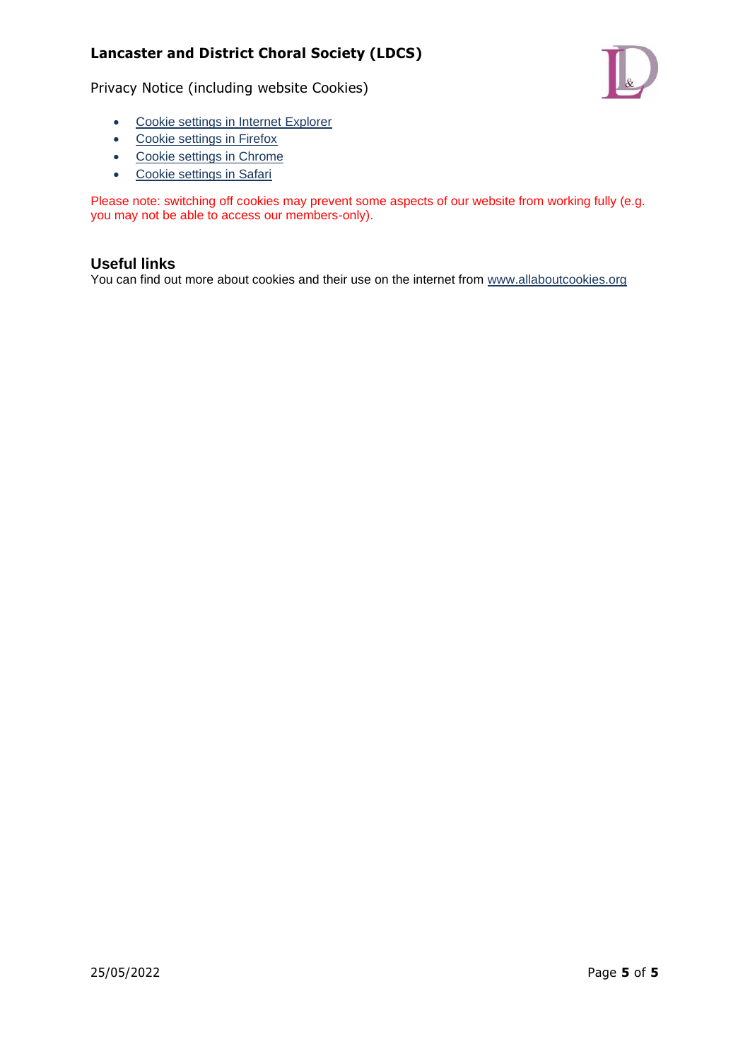- Cookie settings in Internet Explorer
- Cookie settings in Firefox
- Cookie settings in Chrome
- Cookie settings in Safari

Please note: switching off cookies may prevent some aspects of our website from working fully (e.g. you may not be able to access our members-only).

## Useful links

You can find out more about cookies and their use on the internet from www.allaboutcookies.org